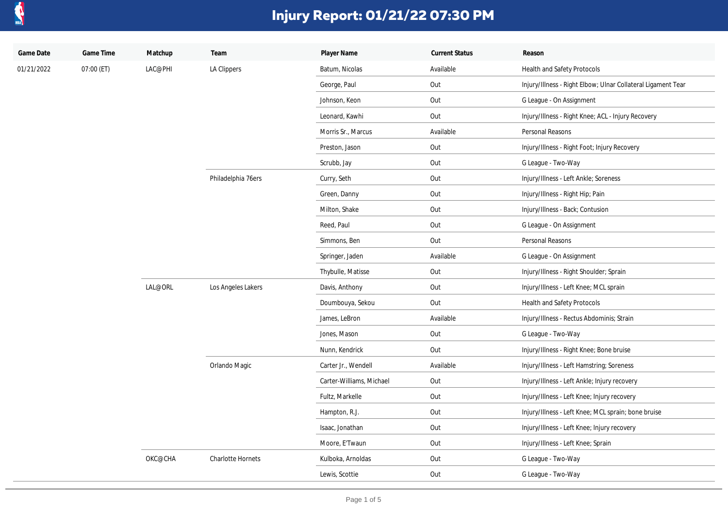# Injury Report: 01/21/22 07:30 PM

| Game Date | Game Time | Matchup | Team | Player Name | Current Status | Reason |
| --- | --- | --- | --- | --- | --- | --- |
| 01/21/2022 | 07:00 (ET) | LAC@PHI | LA Clippers | Batum, Nicolas | Available | Health and Safety Protocols |
| | | | | George, Paul | Out | Injury/Illness - Right Elbow; Ulnar Collateral Ligament Tear |
| | | | | Johnson, Keon | Out | G League - On Assignment |
| | | | | Leonard, Kawhi | Out | Injury/Illness - Right Knee; ACL - Injury Recovery |
| | | | | Morris Sr., Marcus | Available | Personal Reasons |
| | | | | Preston, Jason | Out | Injury/Illness - Right Foot; Injury Recovery |
| | | | | Scrubb, Jay | Out | G League - Two-Way |
| | | | Philadelphia 76ers | Curry, Seth | Out | Injury/Illness - Left Ankle; Soreness |
| | | | | Green, Danny | Out | Injury/Illness - Right Hip; Pain |
| | | | | Milton, Shake | Out | Injury/Illness - Back; Contusion |
| | | | | Reed, Paul | Out | G League - On Assignment |
| | | | | Simmons, Ben | Out | Personal Reasons |
| | | | | Springer, Jaden | Available | G League - On Assignment |
| | | | | Thybulle, Matisse | Out | Injury/Illness - Right Shoulder; Sprain |
| | | LAL@ORL | Los Angeles Lakers | Davis, Anthony | Out | Injury/Illness - Left Knee; MCL sprain |
| | | | | Doumbouya, Sekou | Out | Health and Safety Protocols |
| | | | | James, LeBron | Available | Injury/Illness - Rectus Abdominis; Strain |
| | | | | Jones, Mason | Out | G League - Two-Way |
| | | | | Nunn, Kendrick | Out | Injury/Illness - Right Knee; Bone bruise |
| | | | Orlando Magic | Carter Jr., Wendell | Available | Injury/Illness - Left Hamstring; Soreness |
| | | | | Carter-Williams, Michael | Out | Injury/Illness - Left Ankle; Injury recovery |
| | | | | Fultz, Markelle | Out | Injury/Illness - Left Knee; Injury recovery |
| | | | | Hampton, R.J. | Out | Injury/Illness - Left Knee; MCL sprain; bone bruise |
| | | | | Isaac, Jonathan | Out | Injury/Illness - Left Knee; Injury recovery |
| | | | | Moore, E'Twaun | Out | Injury/Illness - Left Knee; Sprain |
| | | OKC@CHA | Charlotte Hornets | Kulboka, Arnoldas | Out | G League - Two-Way |
| | | | | Lewis, Scottie | Out | G League - Two-Way |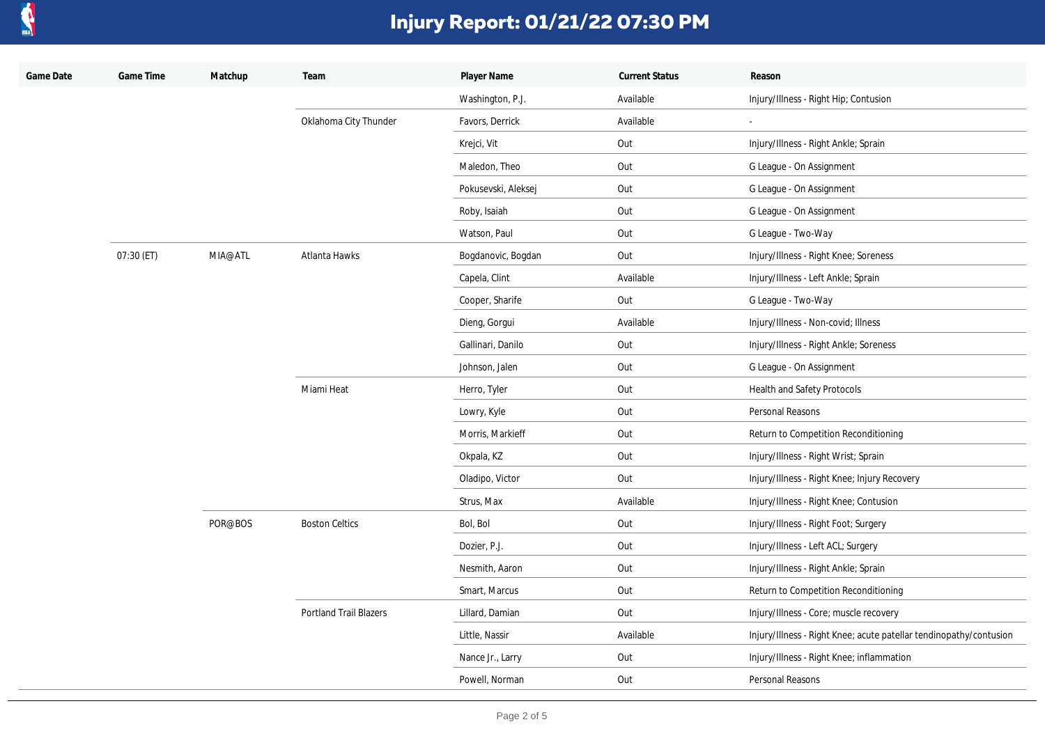# Injury Report: 01/21/22 07:30 PM

| Game Date | Game Time | Matchup | Team | Player Name | Current Status | Reason |
|---|---|---|---|---|---|---|
| | | | | Washington, P.J. | Available | Injury/Illness - Right Hip; Contusion |
| | | | Oklahoma City Thunder | Favors, Derrick | Available | - |
| | | | | Krejci, Vit | Out | Injury/Illness - Right Ankle; Sprain |
| | | | | Maledon, Theo | Out | G League - On Assignment |
| | | | | Pokusevski, Aleksej | Out | G League - On Assignment |
| | | | | Roby, Isaiah | Out | G League - On Assignment |
| | | | | Watson, Paul | Out | G League - Two-Way |
| | 07:30 (ET) | MIA@ATL | Atlanta Hawks | Bogdanovic, Bogdan | Out | Injury/Illness - Right Knee; Soreness |
| | | | | Capela, Clint | Available | Injury/Illness - Left Ankle; Sprain |
| | | | | Cooper, Sharife | Out | G League - Two-Way |
| | | | | Dieng, Gorgui | Available | Injury/Illness - Non-covid; Illness |
| | | | | Gallinari, Danilo | Out | Injury/Illness - Right Ankle; Soreness |
| | | | | Johnson, Jalen | Out | G League - On Assignment |
| | | | Miami Heat | Herro, Tyler | Out | Health and Safety Protocols |
| | | | | Lowry, Kyle | Out | Personal Reasons |
| | | | | Morris, Markieff | Out | Return to Competition Reconditioning |
| | | | | Okpala, KZ | Out | Injury/Illness - Right Wrist; Sprain |
| | | | | Oladipo, Victor | Out | Injury/Illness - Right Knee; Injury Recovery |
| | | | | Strus, Max | Available | Injury/Illness - Right Knee; Contusion |
| | | POR@BOS | Boston Celtics | Bol, Bol | Out | Injury/Illness - Right Foot; Surgery |
| | | | | Dozier, P.J. | Out | Injury/Illness - Left ACL; Surgery |
| | | | | Nesmith, Aaron | Out | Injury/Illness - Right Ankle; Sprain |
| | | | | Smart, Marcus | Out | Return to Competition Reconditioning |
| | | | Portland Trail Blazers | Lillard, Damian | Out | Injury/Illness - Core; muscle recovery |
| | | | | Little, Nassir | Available | Injury/Illness - Right Knee; acute patellar tendinopathy/contusion |
| | | | | Nance Jr., Larry | Out | Injury/Illness - Right Knee; inflammation |
| | | | | Powell, Norman | Out | Personal Reasons |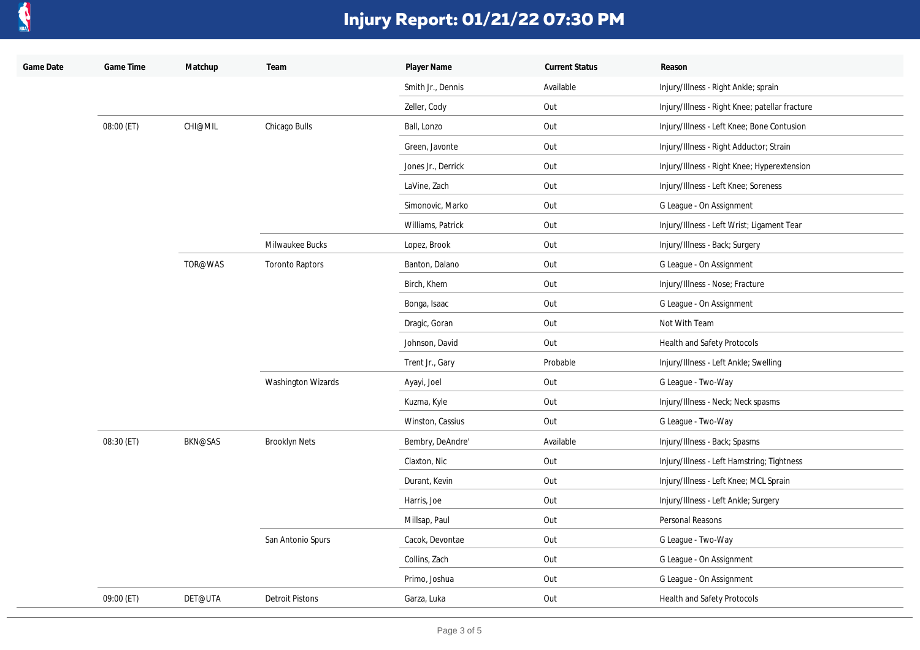# Injury Report: 01/21/22 07:30 PM

| Game Date | Game Time | Matchup | Team | Player Name | Current Status | Reason |
|---|---|---|---|---|---|---|
| | | | | Smith Jr., Dennis | Available | Injury/Illness - Right Ankle; sprain |
| | | | | Zeller, Cody | Out | Injury/Illness - Right Knee; patellar fracture |
| | 08:00 (ET) | CHI@MIL | Chicago Bulls | Ball, Lonzo | Out | Injury/Illness - Left Knee; Bone Contusion |
| | | | | Green, Javonte | Out | Injury/Illness - Right Adductor; Strain |
| | | | | Jones Jr., Derrick | Out | Injury/Illness - Right Knee; Hyperextension |
| | | | | LaVine, Zach | Out | Injury/Illness - Left Knee; Soreness |
| | | | | Simonovic, Marko | Out | G League - On Assignment |
| | | | | Williams, Patrick | Out | Injury/Illness - Left Wrist; Ligament Tear |
| | | | Milwaukee Bucks | Lopez, Brook | Out | Injury/Illness - Back; Surgery |
| | | TOR@WAS | Toronto Raptors | Banton, Dalano | Out | G League - On Assignment |
| | | | | Birch, Khem | Out | Injury/Illness - Nose; Fracture |
| | | | | Bonga, Isaac | Out | G League - On Assignment |
| | | | | Dragic, Goran | Out | Not With Team |
| | | | | Johnson, David | Out | Health and Safety Protocols |
| | | | | Trent Jr., Gary | Probable | Injury/Illness - Left Ankle; Swelling |
| | | | Washington Wizards | Ayayi, Joel | Out | G League - Two-Way |
| | | | | Kuzma, Kyle | Out | Injury/Illness - Neck; Neck spasms |
| | | | | Winston, Cassius | Out | G League - Two-Way |
| | 08:30 (ET) | BKN@SAS | Brooklyn Nets | Bembry, DeAndre' | Available | Injury/Illness - Back; Spasms |
| | | | | Claxton, Nic | Out | Injury/Illness - Left Hamstring; Tightness |
| | | | | Durant, Kevin | Out | Injury/Illness - Left Knee; MCL Sprain |
| | | | | Harris, Joe | Out | Injury/Illness - Left Ankle; Surgery |
| | | | | Millsap, Paul | Out | Personal Reasons |
| | | | San Antonio Spurs | Cacok, Devontae | Out | G League - Two-Way |
| | | | | Collins, Zach | Out | G League - On Assignment |
| | | | | Primo, Joshua | Out | G League - On Assignment |
| | 09:00 (ET) | DET@UTA | Detroit Pistons | Garza, Luka | Out | Health and Safety Protocols |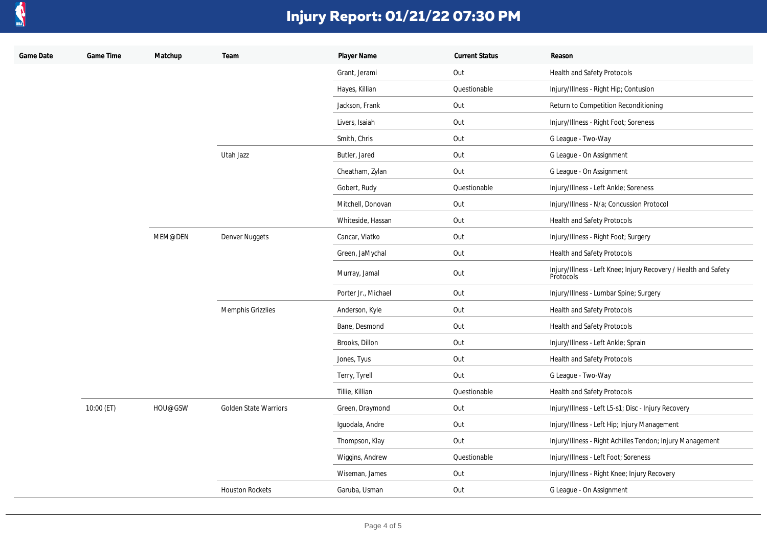# Injury Report: 01/21/22 07:30 PM

| Game Date | Game Time | Matchup | Team | Player Name | Current Status | Reason |
|---|---|---|---|---|---|---|
| | | | | Grant, Jerami | Out | Health and Safety Protocols |
| | | | | Hayes, Killian | Questionable | Injury/Illness - Right Hip; Contusion |
| | | | | Jackson, Frank | Out | Return to Competition Reconditioning |
| | | | | Livers, Isaiah | Out | Injury/Illness - Right Foot; Soreness |
| | | | | Smith, Chris | Out | G League - Two-Way |
| | | | Utah Jazz | Butler, Jared | Out | G League - On Assignment |
| | | | | Cheatham, Zylan | Out | G League - On Assignment |
| | | | | Gobert, Rudy | Questionable | Injury/Illness - Left Ankle; Soreness |
| | | | | Mitchell, Donovan | Out | Injury/Illness - N/a; Concussion Protocol |
| | | | | Whiteside, Hassan | Out | Health and Safety Protocols |
| | | MEM@DEN | Denver Nuggets | Cancar, Vlatko | Out | Injury/Illness - Right Foot; Surgery |
| | | | | Green, JaMychal | Out | Health and Safety Protocols |
| | | | | Murray, Jamal | Out | Injury/Illness - Left Knee; Injury Recovery / Health and Safety Protocols |
| | | | | Porter Jr., Michael | Out | Injury/Illness - Lumbar Spine; Surgery |
| | | | Memphis Grizzlies | Anderson, Kyle | Out | Health and Safety Protocols |
| | | | | Bane, Desmond | Out | Health and Safety Protocols |
| | | | | Brooks, Dillon | Out | Injury/Illness - Left Ankle; Sprain |
| | | | | Jones, Tyus | Out | Health and Safety Protocols |
| | | | | Terry, Tyrell | Out | G League - Two-Way |
| | | | | Tillie, Killian | Questionable | Health and Safety Protocols |
| | 10:00 (ET) | HOU@GSW | Golden State Warriors | Green, Draymond | Out | Injury/Illness - Left L5-s1; Disc - Injury Recovery |
| | | | | Iguodala, Andre | Out | Injury/Illness - Left Hip; Injury Management |
| | | | | Thompson, Klay | Out | Injury/Illness - Right Achilles Tendon; Injury Management |
| | | | | Wiggins, Andrew | Questionable | Injury/Illness - Left Foot; Soreness |
| | | | | Wiseman, James | Out | Injury/Illness - Right Knee; Injury Recovery |
| | | | Houston Rockets | Garuba, Usman | Out | G League - On Assignment |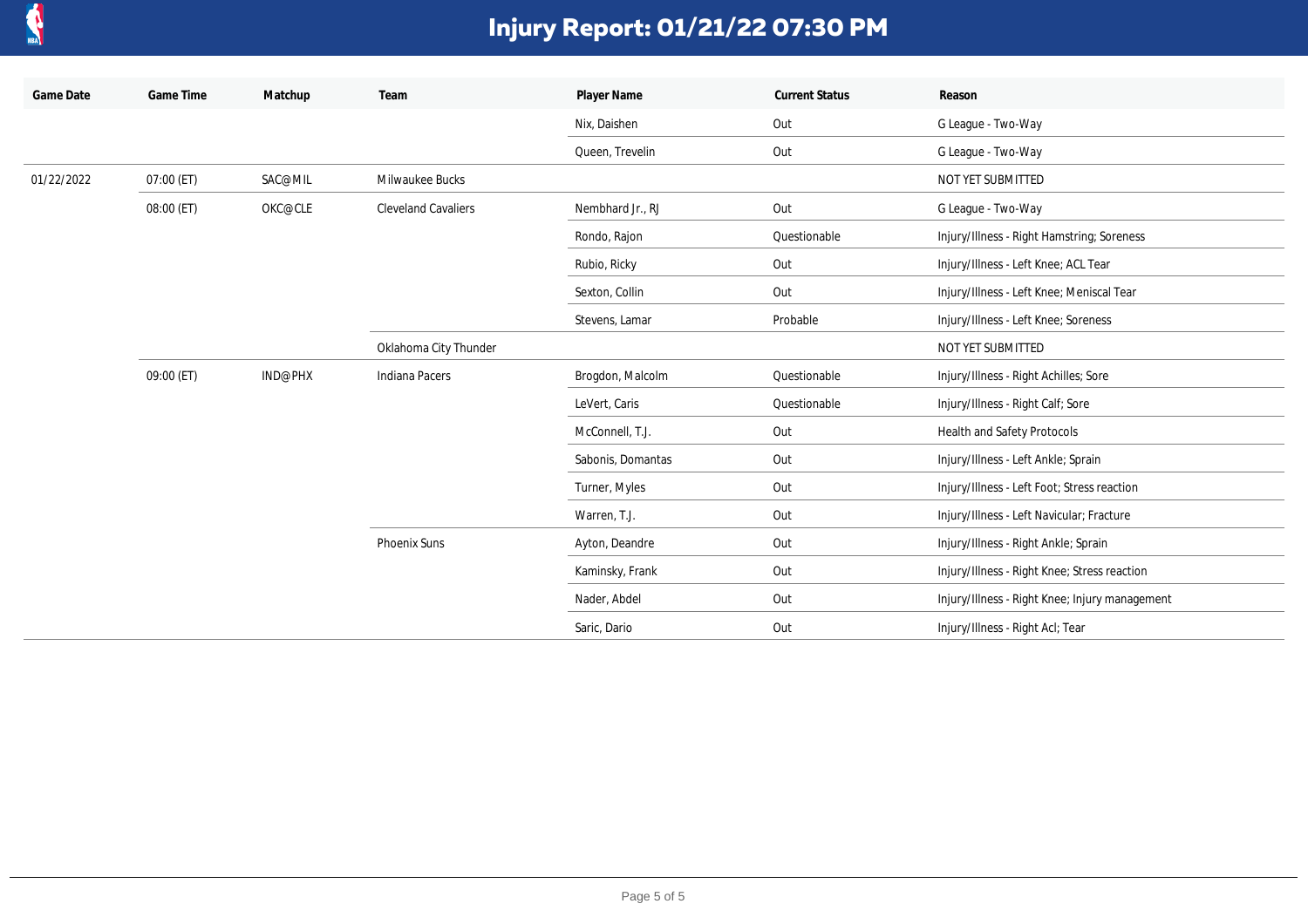# Injury Report: 01/21/22 07:30 PM

| Game Date | Game Time | Matchup | Team | Player Name | Current Status | Reason |
|---|---|---|---|---|---|---|
| | | | | Nix, Daishen | Out | G League - Two-Way |
| | | | | Queen, Trevelin | Out | G League - Two-Way |
| 01/22/2022 | 07:00 (ET) | SAC@MIL | Milwaukee Bucks | | | NOT YET SUBMITTED |
| | 08:00 (ET) | OKC@CLE | Cleveland Cavaliers | Nembhard Jr., RJ | Out | G League - Two-Way |
| | | | | Rondo, Rajon | Questionable | Injury/Illness - Right Hamstring; Soreness |
| | | | | Rubio, Ricky | Out | Injury/Illness - Left Knee; ACL Tear |
| | | | | Sexton, Collin | Out | Injury/Illness - Left Knee; Meniscal Tear |
| | | | | Stevens, Lamar | Probable | Injury/Illness - Left Knee; Soreness |
| | | | Oklahoma City Thunder | | | NOT YET SUBMITTED |
| | 09:00 (ET) | IND@PHX | Indiana Pacers | Brogdon, Malcolm | Questionable | Injury/Illness - Right Achilles; Sore |
| | | | | LeVert, Caris | Questionable | Injury/Illness - Right Calf; Sore |
| | | | | McConnell, T.J. | Out | Health and Safety Protocols |
| | | | | Sabonis, Domantas | Out | Injury/Illness - Left Ankle; Sprain |
| | | | | Turner, Myles | Out | Injury/Illness - Left Foot; Stress reaction |
| | | | | Warren, T.J. | Out | Injury/Illness - Left Navicular; Fracture |
| | | | Phoenix Suns | Ayton, Deandre | Out | Injury/Illness - Right Ankle; Sprain |
| | | | | Kaminsky, Frank | Out | Injury/Illness - Right Knee; Stress reaction |
| | | | | Nader, Abdel | Out | Injury/Illness - Right Knee; Injury management |
| | | | | Saric, Dario | Out | Injury/Illness - Right Acl; Tear |